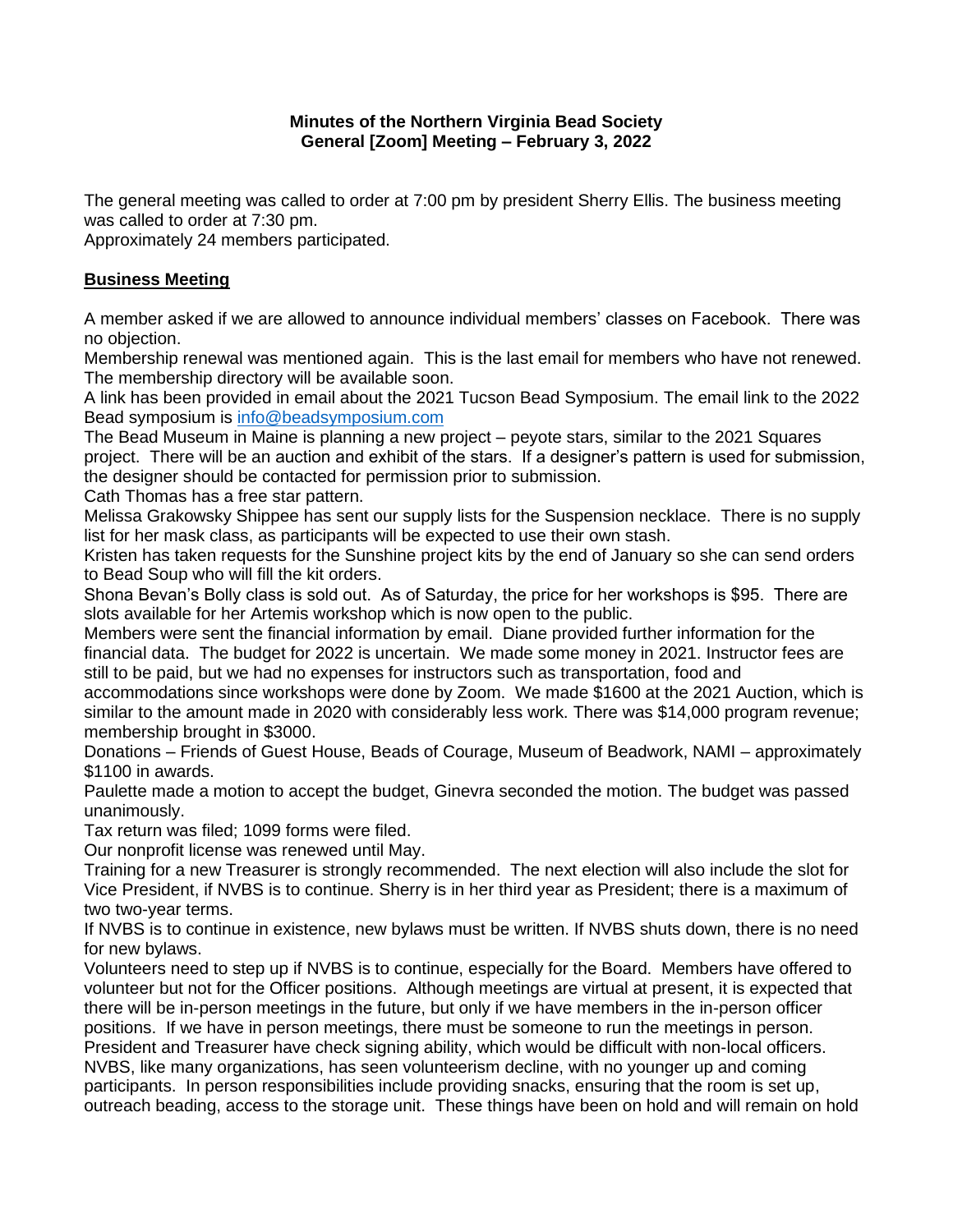**Minutes of the Northern Virginia Bead Society**
**General [Zoom] Meeting – February 3, 2022**

The general meeting was called to order at 7:00 pm by president Sherry Ellis. The business meeting was called to order at 7:30 pm.
Approximately 24 members participated.

## **Business Meeting**

A member asked if we are allowed to announce individual members' classes on Facebook. There was no objection.
Membership renewal was mentioned again. This is the last email for members who have not renewed. The membership directory will be available soon.
A link has been provided in email about the 2021 Tucson Bead Symposium. The email link to the 2022 Bead symposium is info@beadsymposium.com
The Bead Museum in Maine is planning a new project – peyote stars, similar to the 2021 Squares project. There will be an auction and exhibit of the stars. If a designer's pattern is used for submission, the designer should be contacted for permission prior to submission.
Cath Thomas has a free star pattern.
Melissa Grakowsky Shippee has sent our supply lists for the Suspension necklace. There is no supply list for her mask class, as participants will be expected to use their own stash.
Kristen has taken requests for the Sunshine project kits by the end of January so she can send orders to Bead Soup who will fill the kit orders.
Shona Bevan's Bolly class is sold out. As of Saturday, the price for her workshops is $95. There are slots available for her Artemis workshop which is now open to the public.
Members were sent the financial information by email. Diane provided further information for the financial data. The budget for 2022 is uncertain. We made some money in 2021. Instructor fees are still to be paid, but we had no expenses for instructors such as transportation, food and accommodations since workshops were done by Zoom. We made $1600 at the 2021 Auction, which is similar to the amount made in 2020 with considerably less work. There was $14,000 program revenue; membership brought in $3000.
Donations – Friends of Guest House, Beads of Courage, Museum of Beadwork, NAMI – approximately $1100 in awards.
Paulette made a motion to accept the budget, Ginevra seconded the motion. The budget was passed unanimously.
Tax return was filed; 1099 forms were filed.
Our nonprofit license was renewed until May.
Training for a new Treasurer is strongly recommended. The next election will also include the slot for Vice President, if NVBS is to continue. Sherry is in her third year as President; there is a maximum of two two-year terms.
If NVBS is to continue in existence, new bylaws must be written. If NVBS shuts down, there is no need for new bylaws.
Volunteers need to step up if NVBS is to continue, especially for the Board. Members have offered to volunteer but not for the Officer positions. Although meetings are virtual at present, it is expected that there will be in-person meetings in the future, but only if we have members in the in-person officer positions. If we have in person meetings, there must be someone to run the meetings in person.
President and Treasurer have check signing ability, which would be difficult with non-local officers.
NVBS, like many organizations, has seen volunteerism decline, with no younger up and coming participants. In person responsibilities include providing snacks, ensuring that the room is set up, outreach beading, access to the storage unit. These things have been on hold and will remain on hold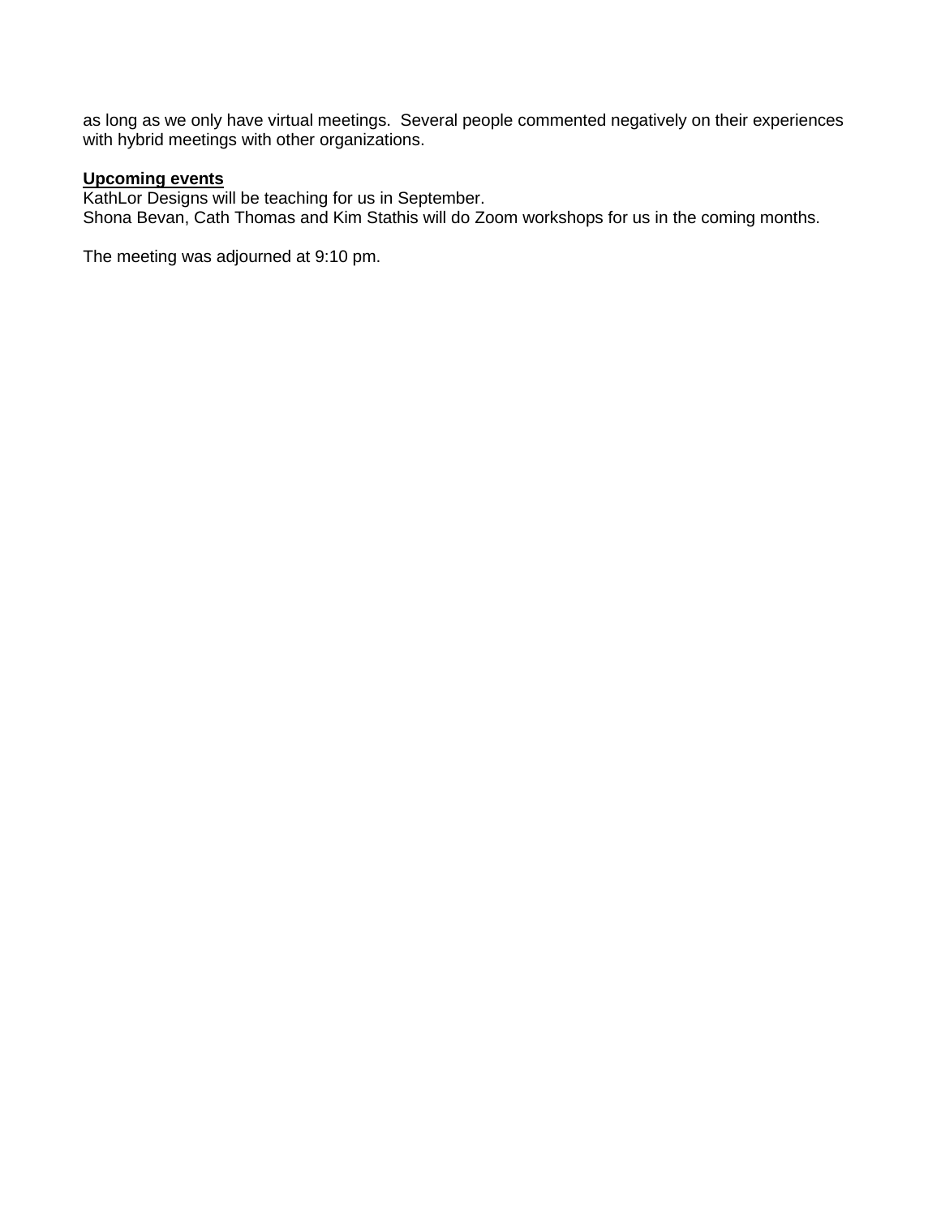as long as we only have virtual meetings.  Several people commented negatively on their experiences with hybrid meetings with other organizations.

**Upcoming events**

KathLor Designs will be teaching for us in September.
Shona Bevan, Cath Thomas and Kim Stathis will do Zoom workshops for us in the coming months.

The meeting was adjourned at 9:10 pm.